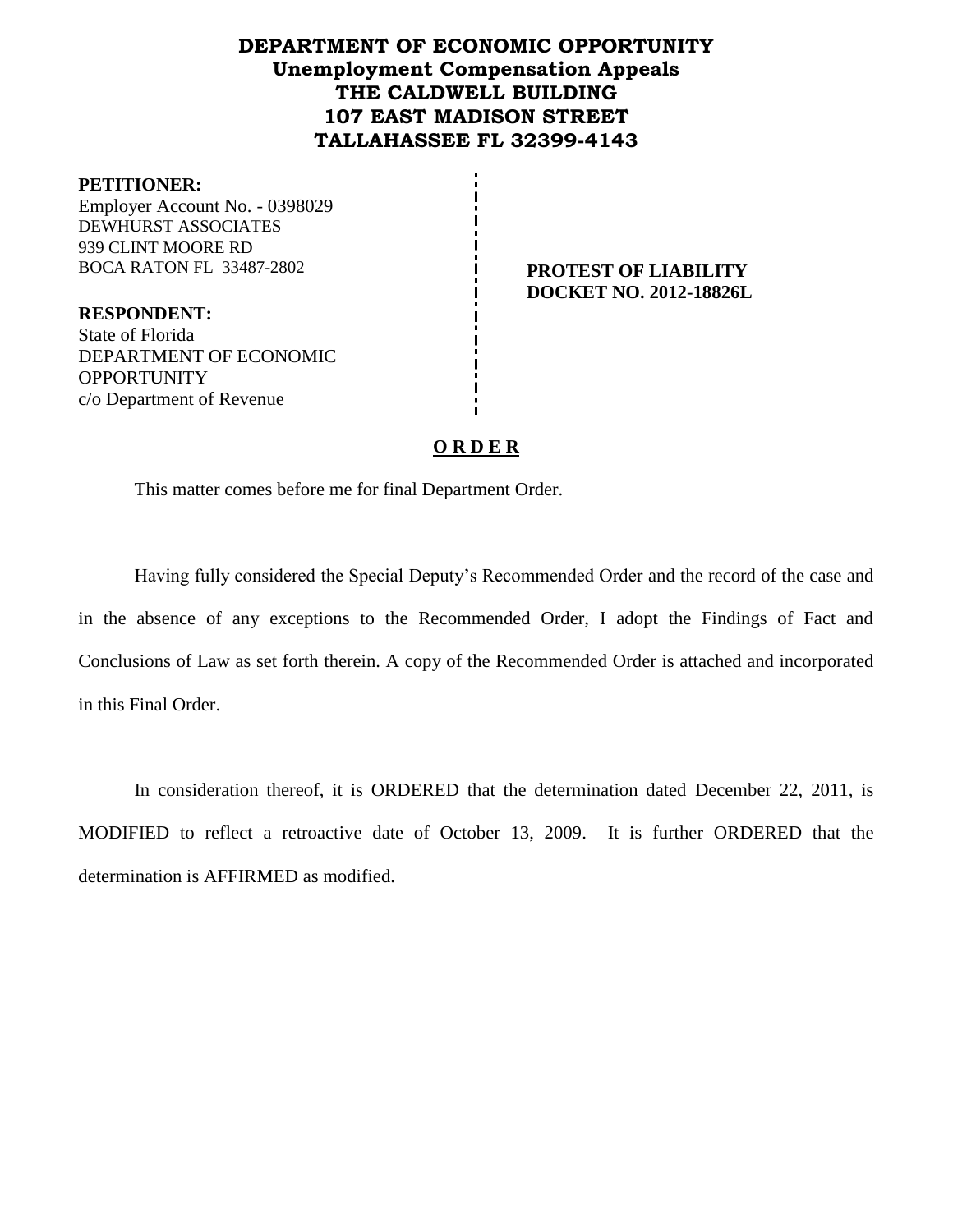# DEPARTMENT OF ECONOMIC OPPORTUNITY
## Unemployment Compensation Appeals
## THE CALDWELL BUILDING
## 107 EAST MADISON STREET
## TALLAHASSEE FL 32399-4143

**PETITIONER:**
Employer Account No. - 0398029
DEWHURST ASSOCIATES
939 CLINT MOORE RD
BOCA RATON FL 33487-2802

**RESPONDENT:**
State of Florida
DEPARTMENT OF ECONOMIC OPPORTUNITY
c/o Department of Revenue

**PROTEST OF LIABILITY**
**DOCKET NO. 2012-18826L**

**O R D E R**

This matter comes before me for final Department Order.

Having fully considered the Special Deputy's Recommended Order and the record of the case and in the absence of any exceptions to the Recommended Order, I adopt the Findings of Fact and Conclusions of Law as set forth therein. A copy of the Recommended Order is attached and incorporated in this Final Order.

In consideration thereof, it is ORDERED that the determination dated December 22, 2011, is MODIFIED to reflect a retroactive date of October 13, 2009. It is further ORDERED that the determination is AFFIRMED as modified.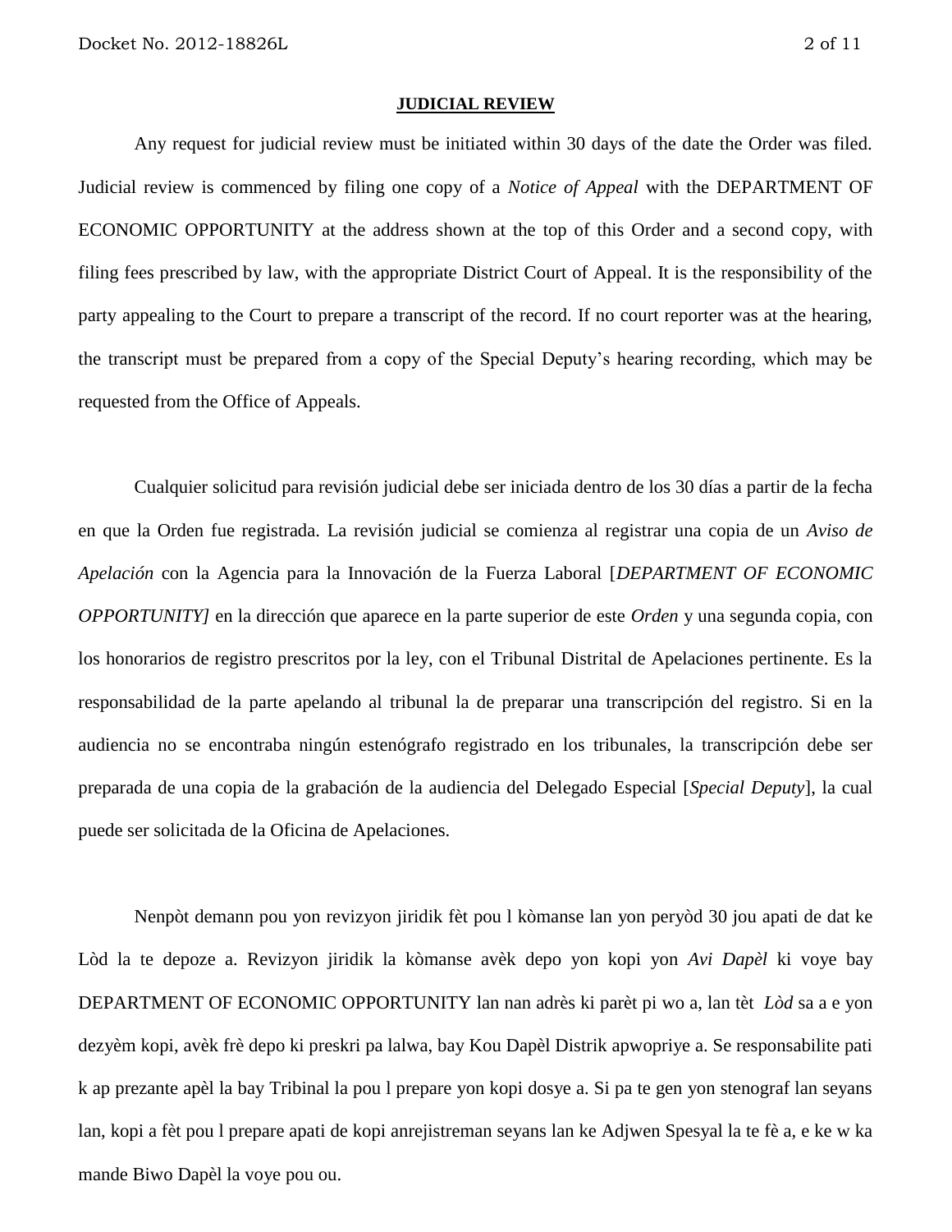**JUDICIAL REVIEW**

Any request for judicial review must be initiated within 30 days of the date the Order was filed. Judicial review is commenced by filing one copy of a *Notice of Appeal* with the DEPARTMENT OF ECONOMIC OPPORTUNITY at the address shown at the top of this Order and a second copy, with filing fees prescribed by law, with the appropriate District Court of Appeal. It is the responsibility of the party appealing to the Court to prepare a transcript of the record. If no court reporter was at the hearing, the transcript must be prepared from a copy of the Special Deputy's hearing recording, which may be requested from the Office of Appeals.

Cualquier solicitud para revisión judicial debe ser iniciada dentro de los 30 días a partir de la fecha en que la Orden fue registrada. La revisión judicial se comienza al registrar una copia de un *Aviso de Apelación* con la Agencia para la Innovación de la Fuerza Laboral [*DEPARTMENT OF ECONOMIC OPPORTUNITY]* en la dirección que aparece en la parte superior de este *Orden* y una segunda copia, con los honorarios de registro prescritos por la ley, con el Tribunal Distrital de Apelaciones pertinente. Es la responsabilidad de la parte apelando al tribunal la de preparar una transcripción del registro. Si en la audiencia no se encontraba ningún estenógrafo registrado en los tribunales, la transcripción debe ser preparada de una copia de la grabación de la audiencia del Delegado Especial [*Special Deputy*], la cual puede ser solicitada de la Oficina de Apelaciones.

Nenpòt demann pou yon revizyon jiridik fèt pou l kòmanse lan yon peryòd 30 jou apati de dat ke Lòd la te depoze a. Revizyon jiridik la kòmanse avèk depo yon kopi yon *Avi Dapèl* ki voye bay DEPARTMENT OF ECONOMIC OPPORTUNITY lan nan adrès ki parèt pi wo a, lan tèt *Lòd* sa a e yon dezyèm kopi, avèk frè depo ki preskri pa lalwa, bay Kou Dapèl Distrik apwopriye a. Se responsabilite pati k ap prezante apèl la bay Tribinal la pou l prepare yon kopi dosye a. Si pa te gen yon stenograf lan seyans lan, kopi a fèt pou l prepare apati de kopi anrejistreman seyans lan ke Adjwen Spesyal la te fè a, e ke w ka mande Biwo Dapèl la voye pou ou.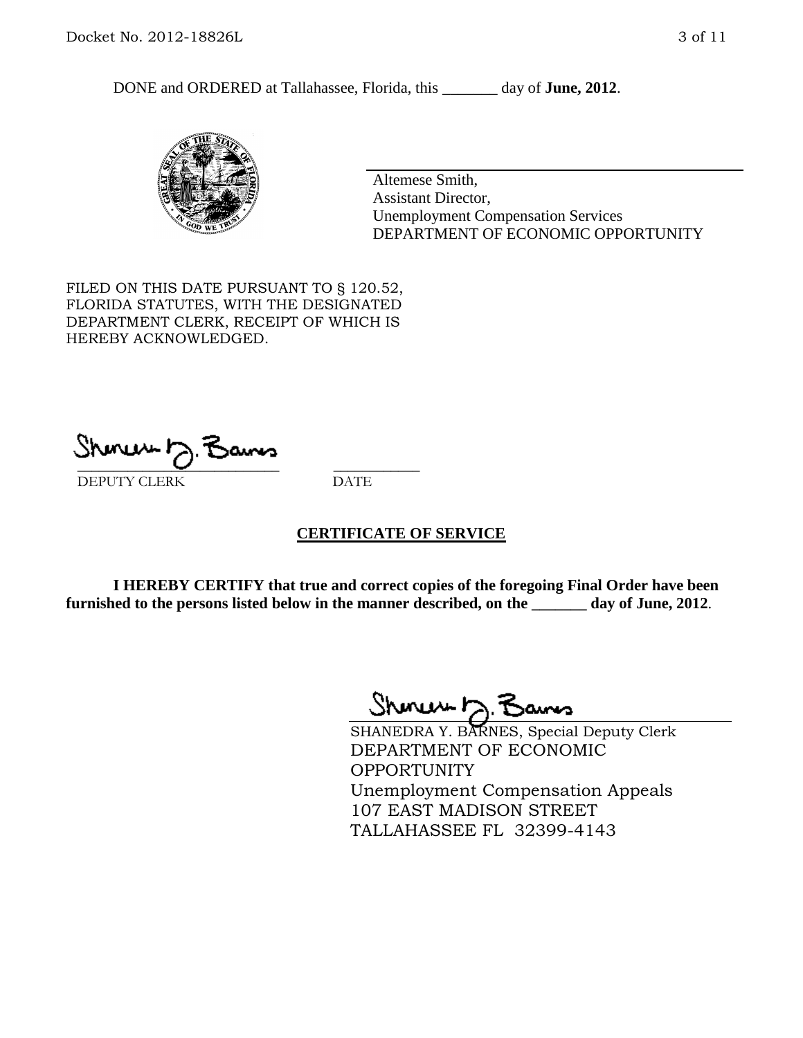DONE and ORDERED at Tallahassee, Florida, this _______ day of **June, 2012**.

Altemese Smith,
Assistant Director,
Unemployment Compensation Services
DEPARTMENT OF ECONOMIC OPPORTUNITY

FILED ON THIS DATE PURSUANT TO § 120.52, FLORIDA STATUTES, WITH THE DESIGNATED DEPARTMENT CLERK, RECEIPT OF WHICH IS HEREBY ACKNOWLEDGED.

___________________________ ___________
DEPUTY CLERK DATE

**CERTIFICATE OF SERVICE**

**I HEREBY CERTIFY that true and correct copies of the foregoing Final Order have been furnished to the persons listed below in the manner described, on the _______ day of June, 2012**.

SHANEDRA Y. BARNES, Special Deputy Clerk
DEPARTMENT OF ECONOMIC OPPORTUNITY
Unemployment Compensation Appeals
107 EAST MADISON STREET
TALLAHASSEE FL 32399-4143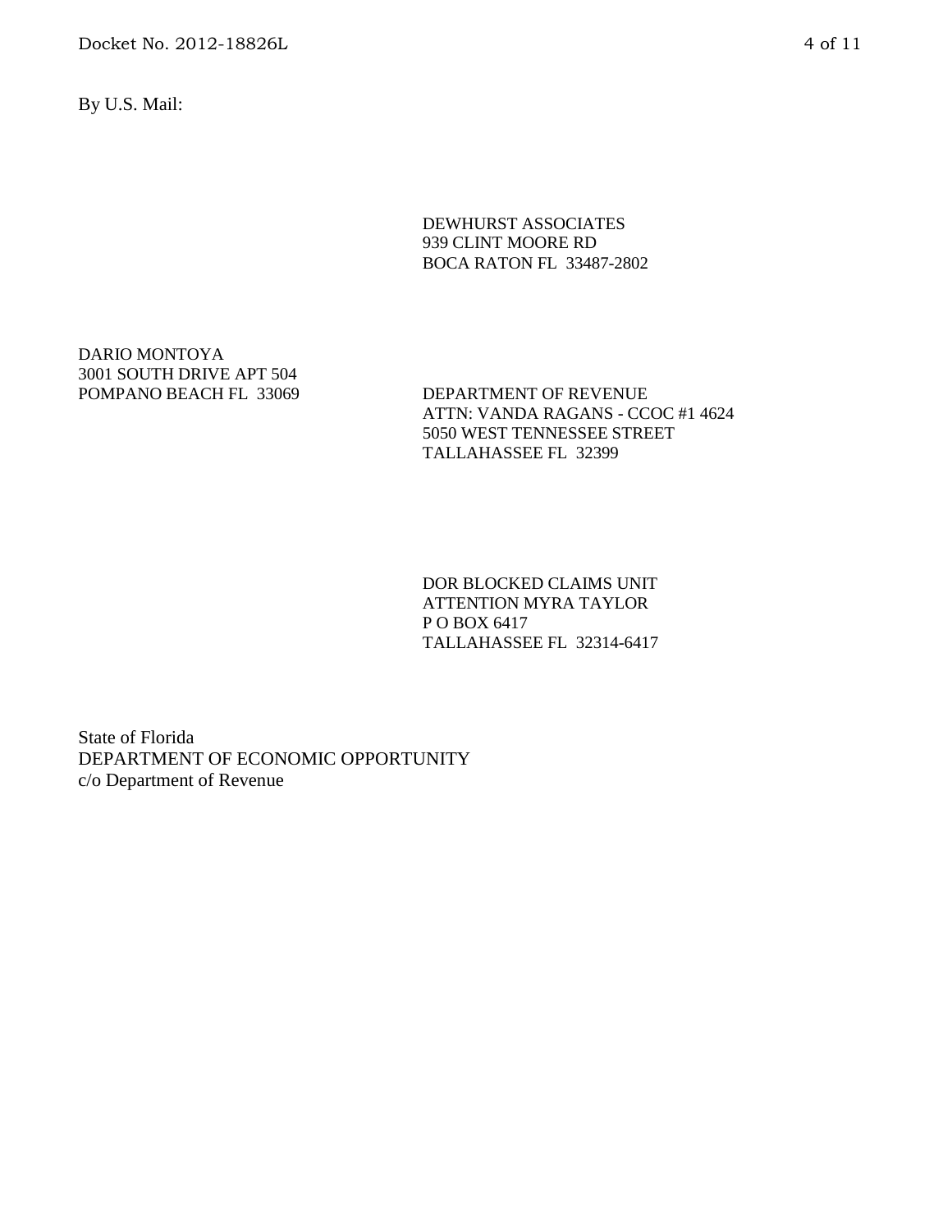By U.S. Mail:

DEWHURST ASSOCIATES
939 CLINT MOORE RD
BOCA RATON FL  33487-2802

DARIO MONTOYA
3001 SOUTH DRIVE APT 504
POMPANO BEACH FL  33069

DEPARTMENT OF REVENUE
ATTN: VANDA RAGANS - CCOC #1 4624
5050 WEST TENNESSEE STREET
TALLAHASSEE FL  32399

DOR BLOCKED CLAIMS UNIT
ATTENTION MYRA TAYLOR
P O BOX 6417
TALLAHASSEE FL  32314-6417

State of Florida
DEPARTMENT OF ECONOMIC OPPORTUNITY
c/o Department of Revenue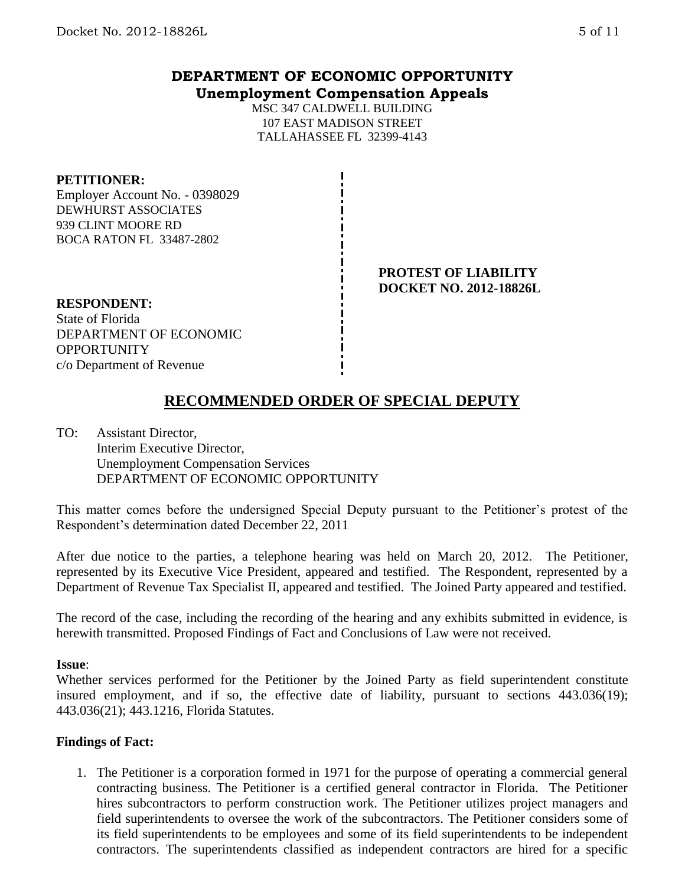# DEPARTMENT OF ECONOMIC OPPORTUNITY
## Unemployment Compensation Appeals

MSC 347 CALDWELL BUILDING
107 EAST MADISON STREET
TALLAHASSEE FL 32399-4143

**PETITIONER:**
Employer Account No. - 0398029
DEWHURST ASSOCIATES
939 CLINT MOORE RD
BOCA RATON FL 33487-2802

**PROTEST OF LIABILITY**
**DOCKET NO. 2012-18826L**

**RESPONDENT:**
State of Florida
DEPARTMENT OF ECONOMIC OPPORTUNITY
c/o Department of Revenue

# RECOMMENDED ORDER OF SPECIAL DEPUTY

TO: Assistant Director,
Interim Executive Director,
Unemployment Compensation Services
DEPARTMENT OF ECONOMIC OPPORTUNITY

This matter comes before the undersigned Special Deputy pursuant to the Petitioner's protest of the Respondent's determination dated December 22, 2011

After due notice to the parties, a telephone hearing was held on March 20, 2012. The Petitioner, represented by its Executive Vice President, appeared and testified. The Respondent, represented by a Department of Revenue Tax Specialist II, appeared and testified. The Joined Party appeared and testified.

The record of the case, including the recording of the hearing and any exhibits submitted in evidence, is herewith transmitted. Proposed Findings of Fact and Conclusions of Law were not received.

**Issue**:
Whether services performed for the Petitioner by the Joined Party as field superintendent constitute insured employment, and if so, the effective date of liability, pursuant to sections 443.036(19); 443.036(21); 443.1216, Florida Statutes.

**Findings of Fact:**

1. The Petitioner is a corporation formed in 1971 for the purpose of operating a commercial general contracting business. The Petitioner is a certified general contractor in Florida. The Petitioner hires subcontractors to perform construction work. The Petitioner utilizes project managers and field superintendents to oversee the work of the subcontractors. The Petitioner considers some of its field superintendents to be employees and some of its field superintendents to be independent contractors. The superintendents classified as independent contractors are hired for a specific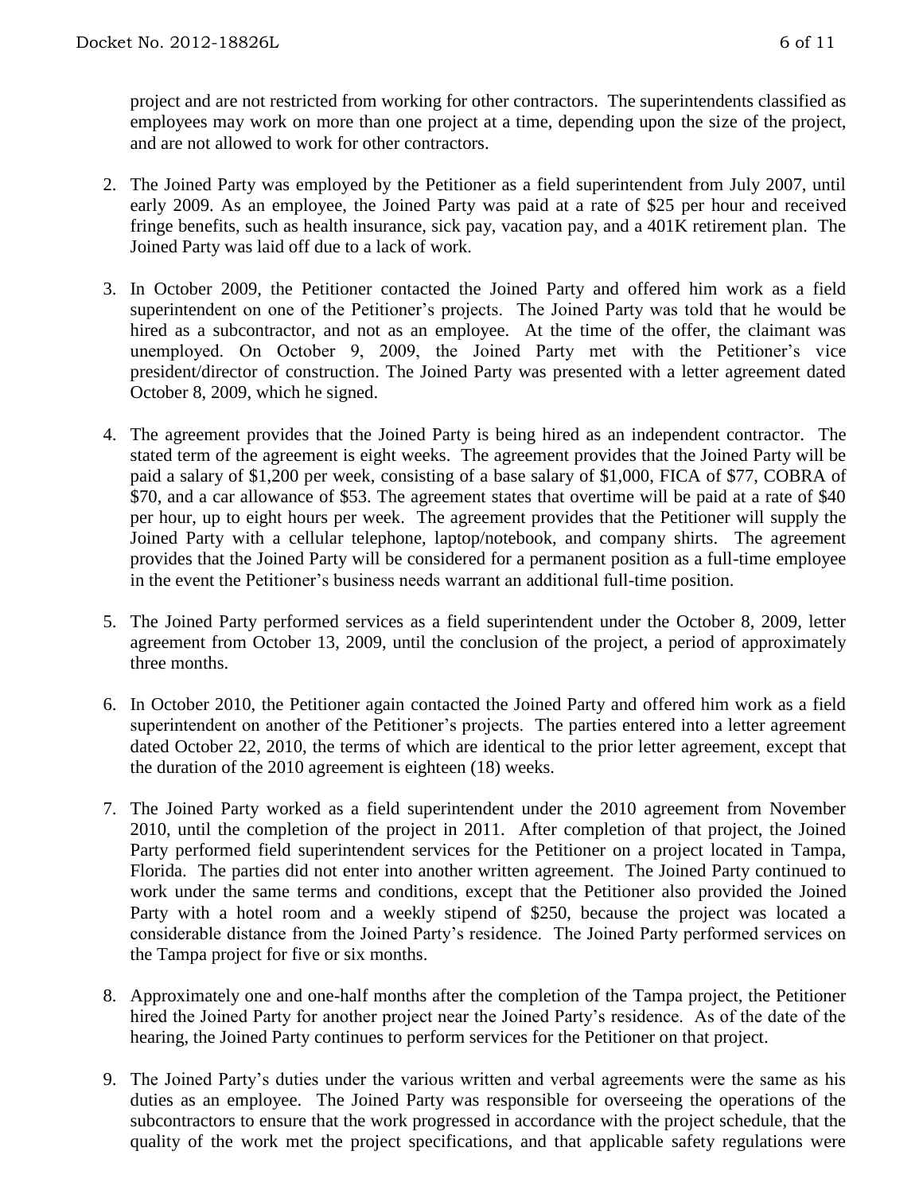project and are not restricted from working for other contractors. The superintendents classified as employees may work on more than one project at a time, depending upon the size of the project, and are not allowed to work for other contractors.

2. The Joined Party was employed by the Petitioner as a field superintendent from July 2007, until early 2009. As an employee, the Joined Party was paid at a rate of $25 per hour and received fringe benefits, such as health insurance, sick pay, vacation pay, and a 401K retirement plan. The Joined Party was laid off due to a lack of work.

3. In October 2009, the Petitioner contacted the Joined Party and offered him work as a field superintendent on one of the Petitioner's projects. The Joined Party was told that he would be hired as a subcontractor, and not as an employee. At the time of the offer, the claimant was unemployed. On October 9, 2009, the Joined Party met with the Petitioner's vice president/director of construction. The Joined Party was presented with a letter agreement dated October 8, 2009, which he signed.

4. The agreement provides that the Joined Party is being hired as an independent contractor. The stated term of the agreement is eight weeks. The agreement provides that the Joined Party will be paid a salary of $1,200 per week, consisting of a base salary of $1,000, FICA of $77, COBRA of $70, and a car allowance of $53. The agreement states that overtime will be paid at a rate of $40 per hour, up to eight hours per week. The agreement provides that the Petitioner will supply the Joined Party with a cellular telephone, laptop/notebook, and company shirts. The agreement provides that the Joined Party will be considered for a permanent position as a full-time employee in the event the Petitioner's business needs warrant an additional full-time position.

5. The Joined Party performed services as a field superintendent under the October 8, 2009, letter agreement from October 13, 2009, until the conclusion of the project, a period of approximately three months.

6. In October 2010, the Petitioner again contacted the Joined Party and offered him work as a field superintendent on another of the Petitioner's projects. The parties entered into a letter agreement dated October 22, 2010, the terms of which are identical to the prior letter agreement, except that the duration of the 2010 agreement is eighteen (18) weeks.

7. The Joined Party worked as a field superintendent under the 2010 agreement from November 2010, until the completion of the project in 2011. After completion of that project, the Joined Party performed field superintendent services for the Petitioner on a project located in Tampa, Florida. The parties did not enter into another written agreement. The Joined Party continued to work under the same terms and conditions, except that the Petitioner also provided the Joined Party with a hotel room and a weekly stipend of $250, because the project was located a considerable distance from the Joined Party's residence. The Joined Party performed services on the Tampa project for five or six months.

8. Approximately one and one-half months after the completion of the Tampa project, the Petitioner hired the Joined Party for another project near the Joined Party's residence. As of the date of the hearing, the Joined Party continues to perform services for the Petitioner on that project.

9. The Joined Party's duties under the various written and verbal agreements were the same as his duties as an employee. The Joined Party was responsible for overseeing the operations of the subcontractors to ensure that the work progressed in accordance with the project schedule, that the quality of the work met the project specifications, and that applicable safety regulations were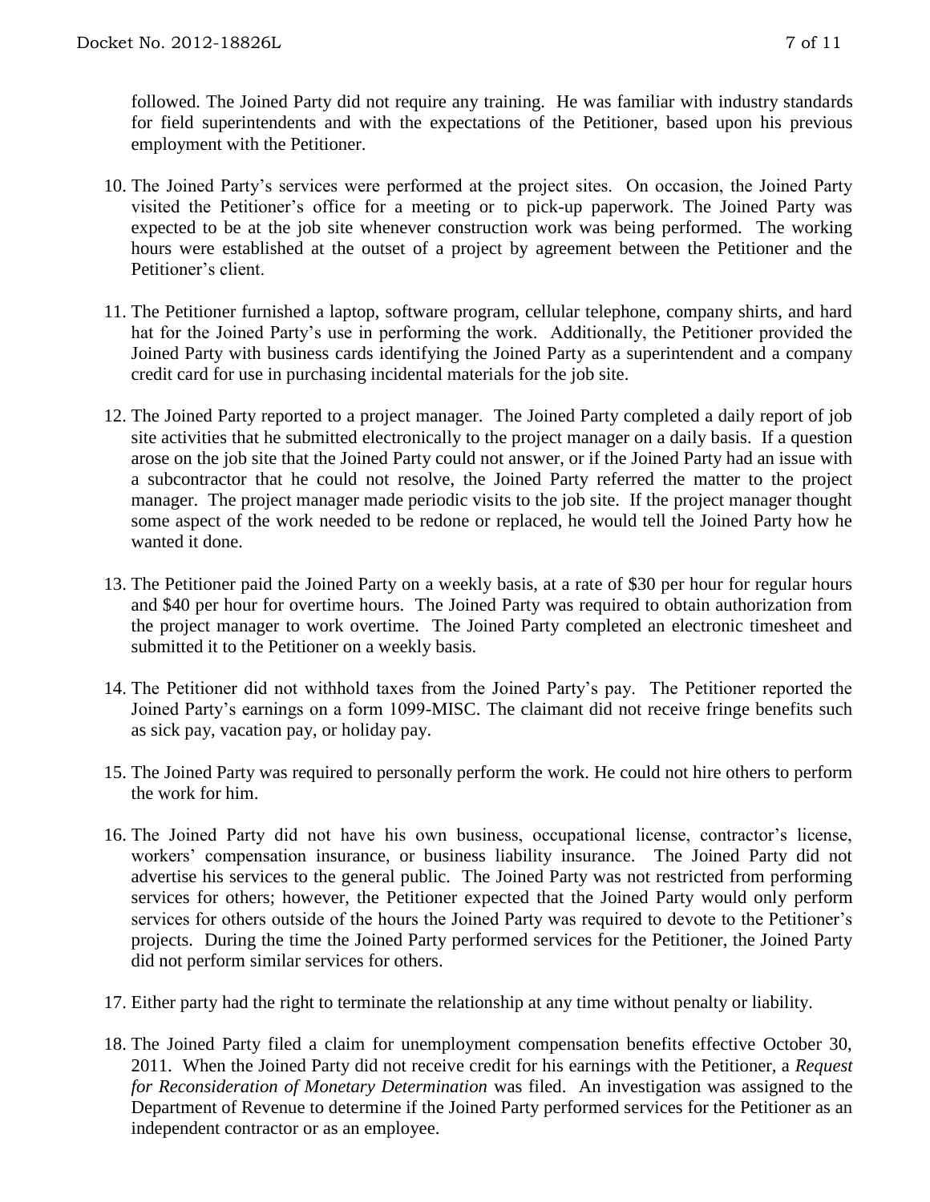followed. The Joined Party did not require any training. He was familiar with industry standards for field superintendents and with the expectations of the Petitioner, based upon his previous employment with the Petitioner.

10. The Joined Party's services were performed at the project sites. On occasion, the Joined Party visited the Petitioner's office for a meeting or to pick-up paperwork. The Joined Party was expected to be at the job site whenever construction work was being performed. The working hours were established at the outset of a project by agreement between the Petitioner and the Petitioner's client.

11. The Petitioner furnished a laptop, software program, cellular telephone, company shirts, and hard hat for the Joined Party's use in performing the work. Additionally, the Petitioner provided the Joined Party with business cards identifying the Joined Party as a superintendent and a company credit card for use in purchasing incidental materials for the job site.

12. The Joined Party reported to a project manager. The Joined Party completed a daily report of job site activities that he submitted electronically to the project manager on a daily basis. If a question arose on the job site that the Joined Party could not answer, or if the Joined Party had an issue with a subcontractor that he could not resolve, the Joined Party referred the matter to the project manager. The project manager made periodic visits to the job site. If the project manager thought some aspect of the work needed to be redone or replaced, he would tell the Joined Party how he wanted it done.

13. The Petitioner paid the Joined Party on a weekly basis, at a rate of $30 per hour for regular hours and $40 per hour for overtime hours. The Joined Party was required to obtain authorization from the project manager to work overtime. The Joined Party completed an electronic timesheet and submitted it to the Petitioner on a weekly basis.

14. The Petitioner did not withhold taxes from the Joined Party's pay. The Petitioner reported the Joined Party's earnings on a form 1099-MISC. The claimant did not receive fringe benefits such as sick pay, vacation pay, or holiday pay.

15. The Joined Party was required to personally perform the work. He could not hire others to perform the work for him.

16. The Joined Party did not have his own business, occupational license, contractor's license, workers' compensation insurance, or business liability insurance. The Joined Party did not advertise his services to the general public. The Joined Party was not restricted from performing services for others; however, the Petitioner expected that the Joined Party would only perform services for others outside of the hours the Joined Party was required to devote to the Petitioner's projects. During the time the Joined Party performed services for the Petitioner, the Joined Party did not perform similar services for others.

17. Either party had the right to terminate the relationship at any time without penalty or liability.

18. The Joined Party filed a claim for unemployment compensation benefits effective October 30, 2011. When the Joined Party did not receive credit for his earnings with the Petitioner, a *Request for Reconsideration of Monetary Determination* was filed. An investigation was assigned to the Department of Revenue to determine if the Joined Party performed services for the Petitioner as an independent contractor or as an employee.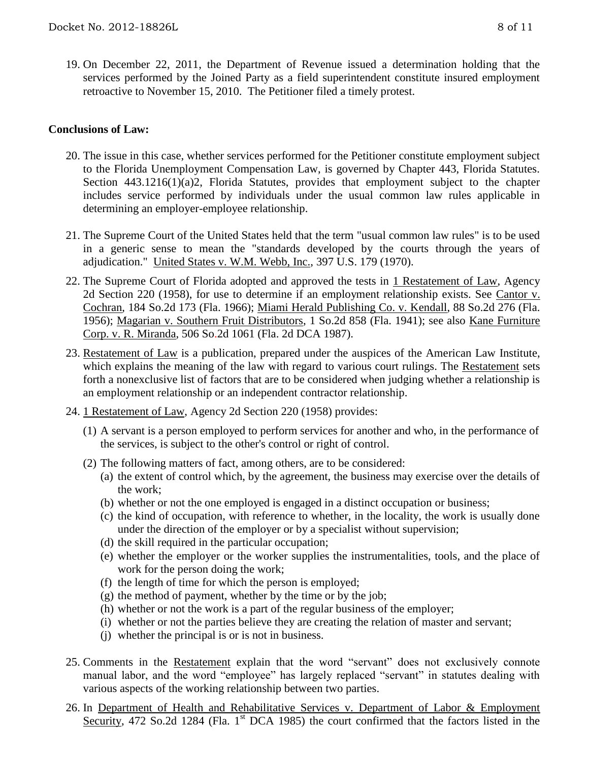19. On December 22, 2011, the Department of Revenue issued a determination holding that the services performed by the Joined Party as a field superintendent constitute insured employment retroactive to November 15, 2010. The Petitioner filed a timely protest.

**Conclusions of Law:**

20. The issue in this case, whether services performed for the Petitioner constitute employment subject to the Florida Unemployment Compensation Law, is governed by Chapter 443, Florida Statutes. Section 443.1216(1)(a)2, Florida Statutes, provides that employment subject to the chapter includes service performed by individuals under the usual common law rules applicable in determining an employer-employee relationship.

21. The Supreme Court of the United States held that the term "usual common law rules" is to be used in a generic sense to mean the "standards developed by the courts through the years of adjudication." United States v. W.M. Webb, Inc., 397 U.S. 179 (1970).

22. The Supreme Court of Florida adopted and approved the tests in 1 Restatement of Law, Agency 2d Section 220 (1958), for use to determine if an employment relationship exists. See Cantor v. Cochran, 184 So.2d 173 (Fla. 1966); Miami Herald Publishing Co. v. Kendall, 88 So.2d 276 (Fla. 1956); Magarian v. Southern Fruit Distributors, 1 So.2d 858 (Fla. 1941); see also Kane Furniture Corp. v. R. Miranda, 506 So.2d 1061 (Fla. 2d DCA 1987).

23. Restatement of Law is a publication, prepared under the auspices of the American Law Institute, which explains the meaning of the law with regard to various court rulings. The Restatement sets forth a nonexclusive list of factors that are to be considered when judging whether a relationship is an employment relationship or an independent contractor relationship.

24. 1 Restatement of Law, Agency 2d Section 220 (1958) provides:

    (1) A servant is a person employed to perform services for another and who, in the performance of the services, is subject to the other's control or right of control.

    (2) The following matters of fact, among others, are to be considered:
    (a) the extent of control which, by the agreement, the business may exercise over the details of the work;
    (b) whether or not the one employed is engaged in a distinct occupation or business;
    (c) the kind of occupation, with reference to whether, in the locality, the work is usually done under the direction of the employer or by a specialist without supervision;
    (d) the skill required in the particular occupation;
    (e) whether the employer or the worker supplies the instrumentalities, tools, and the place of work for the person doing the work;
    (f) the length of time for which the person is employed;
    (g) the method of payment, whether by the time or by the job;
    (h) whether or not the work is a part of the regular business of the employer;
    (i) whether or not the parties believe they are creating the relation of master and servant;
    (j) whether the principal is or is not in business.

25. Comments in the Restatement explain that the word "servant" does not exclusively connote manual labor, and the word "employee" has largely replaced "servant" in statutes dealing with various aspects of the working relationship between two parties.

26. In Department of Health and Rehabilitative Services v. Department of Labor & Employment Security, 472 So.2d 1284 (Fla. 1st DCA 1985) the court confirmed that the factors listed in the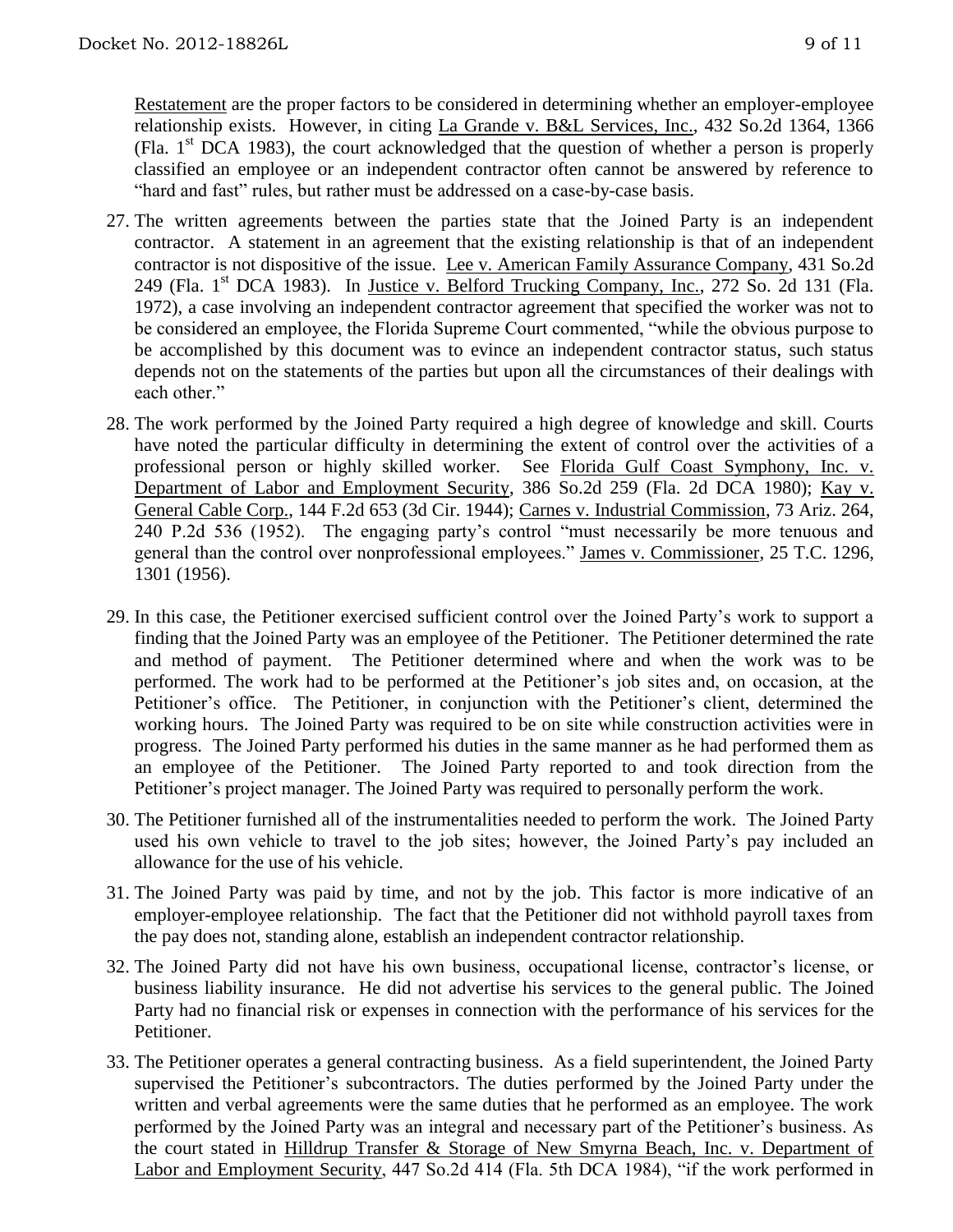Restatement are the proper factors to be considered in determining whether an employer-employee relationship exists. However, in citing La Grande v. B&L Services, Inc., 432 So.2d 1364, 1366 (Fla. 1st DCA 1983), the court acknowledged that the question of whether a person is properly classified an employee or an independent contractor often cannot be answered by reference to "hard and fast" rules, but rather must be addressed on a case-by-case basis.

27. The written agreements between the parties state that the Joined Party is an independent contractor. A statement in an agreement that the existing relationship is that of an independent contractor is not dispositive of the issue. Lee v. American Family Assurance Company, 431 So.2d 249 (Fla. 1st DCA 1983). In Justice v. Belford Trucking Company, Inc., 272 So. 2d 131 (Fla. 1972), a case involving an independent contractor agreement that specified the worker was not to be considered an employee, the Florida Supreme Court commented, "while the obvious purpose to be accomplished by this document was to evince an independent contractor status, such status depends not on the statements of the parties but upon all the circumstances of their dealings with each other."

28. The work performed by the Joined Party required a high degree of knowledge and skill. Courts have noted the particular difficulty in determining the extent of control over the activities of a professional person or highly skilled worker. See Florida Gulf Coast Symphony, Inc. v. Department of Labor and Employment Security, 386 So.2d 259 (Fla. 2d DCA 1980); Kay v. General Cable Corp., 144 F.2d 653 (3d Cir. 1944); Carnes v. Industrial Commission, 73 Ariz. 264, 240 P.2d 536 (1952). The engaging party's control "must necessarily be more tenuous and general than the control over nonprofessional employees." James v. Commissioner, 25 T.C. 1296, 1301 (1956).

29. In this case, the Petitioner exercised sufficient control over the Joined Party's work to support a finding that the Joined Party was an employee of the Petitioner. The Petitioner determined the rate and method of payment. The Petitioner determined where and when the work was to be performed. The work had to be performed at the Petitioner's job sites and, on occasion, at the Petitioner's office. The Petitioner, in conjunction with the Petitioner's client, determined the working hours. The Joined Party was required to be on site while construction activities were in progress. The Joined Party performed his duties in the same manner as he had performed them as an employee of the Petitioner. The Joined Party reported to and took direction from the Petitioner's project manager. The Joined Party was required to personally perform the work.

30. The Petitioner furnished all of the instrumentalities needed to perform the work. The Joined Party used his own vehicle to travel to the job sites; however, the Joined Party's pay included an allowance for the use of his vehicle.

31. The Joined Party was paid by time, and not by the job. This factor is more indicative of an employer-employee relationship. The fact that the Petitioner did not withhold payroll taxes from the pay does not, standing alone, establish an independent contractor relationship.

32. The Joined Party did not have his own business, occupational license, contractor's license, or business liability insurance. He did not advertise his services to the general public. The Joined Party had no financial risk or expenses in connection with the performance of his services for the Petitioner.

33. The Petitioner operates a general contracting business. As a field superintendent, the Joined Party supervised the Petitioner's subcontractors. The duties performed by the Joined Party under the written and verbal agreements were the same duties that he performed as an employee. The work performed by the Joined Party was an integral and necessary part of the Petitioner's business. As the court stated in Hilldrup Transfer & Storage of New Smyrna Beach, Inc. v. Department of Labor and Employment Security, 447 So.2d 414 (Fla. 5th DCA 1984), "if the work performed in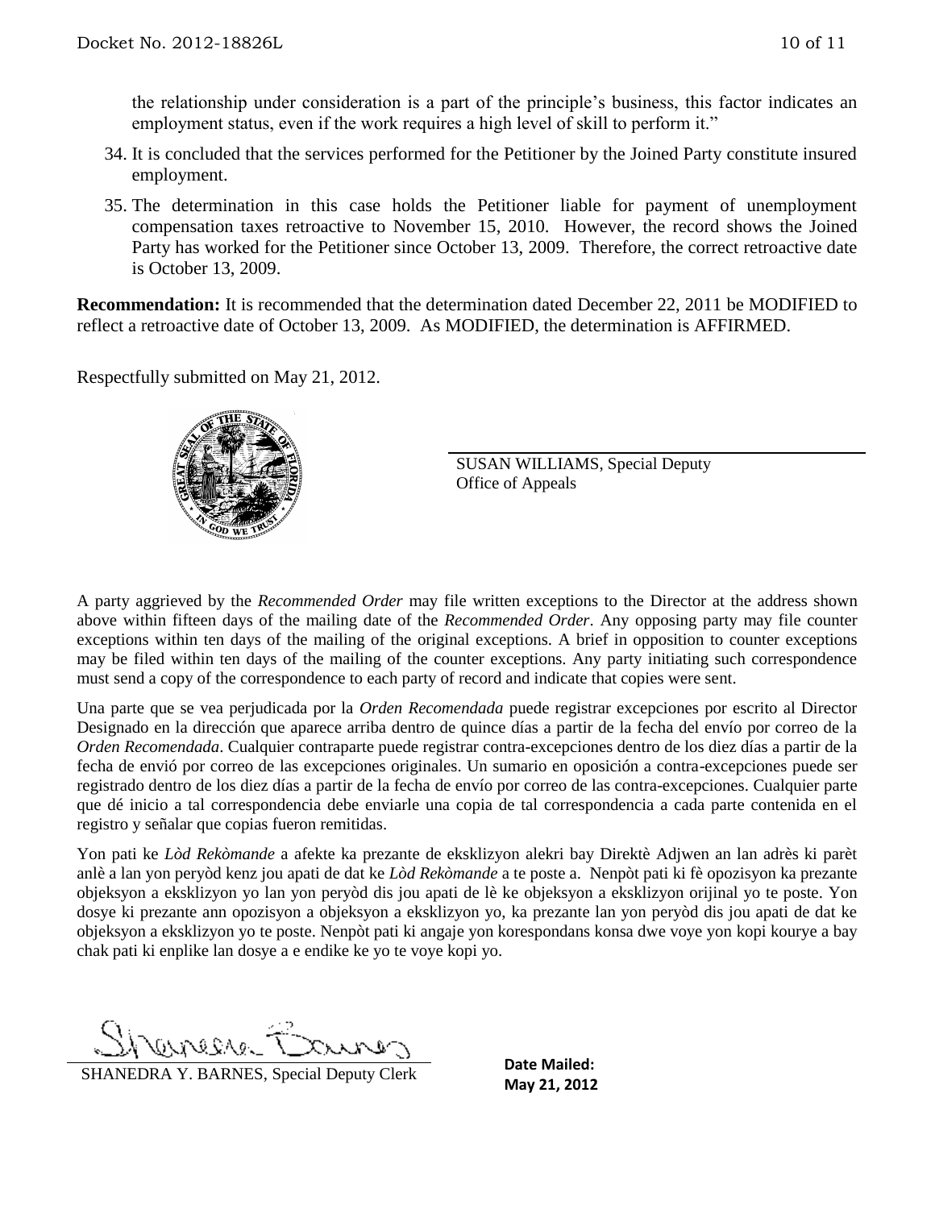the relationship under consideration is a part of the principle's business, this factor indicates an employment status, even if the work requires a high level of skill to perform it."

34. It is concluded that the services performed for the Petitioner by the Joined Party constitute insured employment.
35. The determination in this case holds the Petitioner liable for payment of unemployment compensation taxes retroactive to November 15, 2010. However, the record shows the Joined Party has worked for the Petitioner since October 13, 2009. Therefore, the correct retroactive date is October 13, 2009.

**Recommendation:** It is recommended that the determination dated December 22, 2011 be MODIFIED to reflect a retroactive date of October 13, 2009. As MODIFIED, the determination is AFFIRMED.

Respectfully submitted on May 21, 2012.

SUSAN WILLIAMS, Special Deputy
Office of Appeals

A party aggrieved by the *Recommended Order* may file written exceptions to the Director at the address shown above within fifteen days of the mailing date of the *Recommended Order*. Any opposing party may file counter exceptions within ten days of the mailing of the original exceptions. A brief in opposition to counter exceptions may be filed within ten days of the mailing of the counter exceptions. Any party initiating such correspondence must send a copy of the correspondence to each party of record and indicate that copies were sent.

Una parte que se vea perjudicada por la *Orden Recomendada* puede registrar excepciones por escrito al Director Designado en la dirección que aparece arriba dentro de quince días a partir de la fecha del envío por correo de la *Orden Recomendada*. Cualquier contraparte puede registrar contra-excepciones dentro de los diez días a partir de la fecha de envió por correo de las excepciones originales. Un sumario en oposición a contra-excepciones puede ser registrado dentro de los diez días a partir de la fecha de envío por correo de las contra-excepciones. Cualquier parte que dé inicio a tal correspondencia debe enviarle una copia de tal correspondencia a cada parte contenida en el registro y señalar que copias fueron remitidas.

Yon pati ke *Lòd Rekòmande* a afekte ka prezante de eksklizyon alekri bay Direktè Adjwen an lan adrès ki parèt anlè a lan yon peryòd kenz jou apati de dat ke *Lòd Rekòmande* a te poste a. Nenpòt pati ki fè opozisyon ka prezante objeksyon a eksklizyon yo lan yon peryòd dis jou apati de lè ke objeksyon a eksklizyon orijinal yo te poste. Yon dosye ki prezante ann opozisyon a objeksyon a eksklizyon yo, ka prezante lan yon peryòd dis jou apati de dat ke objeksyon a eksklizyon yo te poste. Nenpòt pati ki angaje yon korespondans konsa dwe voye yon kopi kourye a bay chak pati ki enplike lan dosye a e endike ke yo te voye kopi yo.

SHANEDRA Y. BARNES, Special Deputy Clerk

**Date Mailed:**
**May 21, 2012**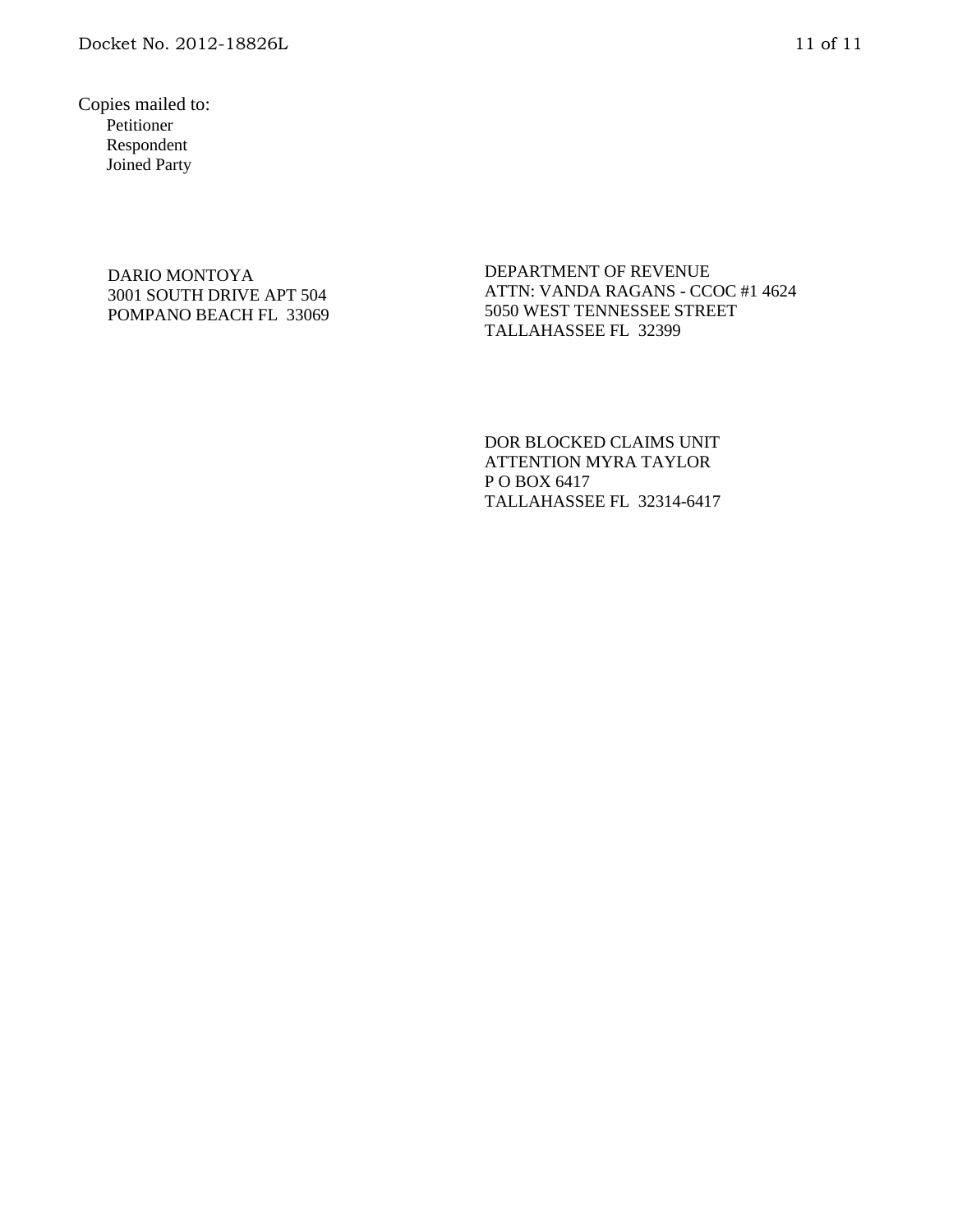Copies mailed to:
Petitioner
Respondent
Joined Party

DARIO MONTOYA
3001 SOUTH DRIVE APT 504
POMPANO BEACH FL 33069

DEPARTMENT OF REVENUE
ATTN: VANDA RAGANS - CCOC #1 4624
5050 WEST TENNESSEE STREET
TALLAHASSEE FL 32399

DOR BLOCKED CLAIMS UNIT
ATTENTION MYRA TAYLOR
P O BOX 6417
TALLAHASSEE FL 32314-6417